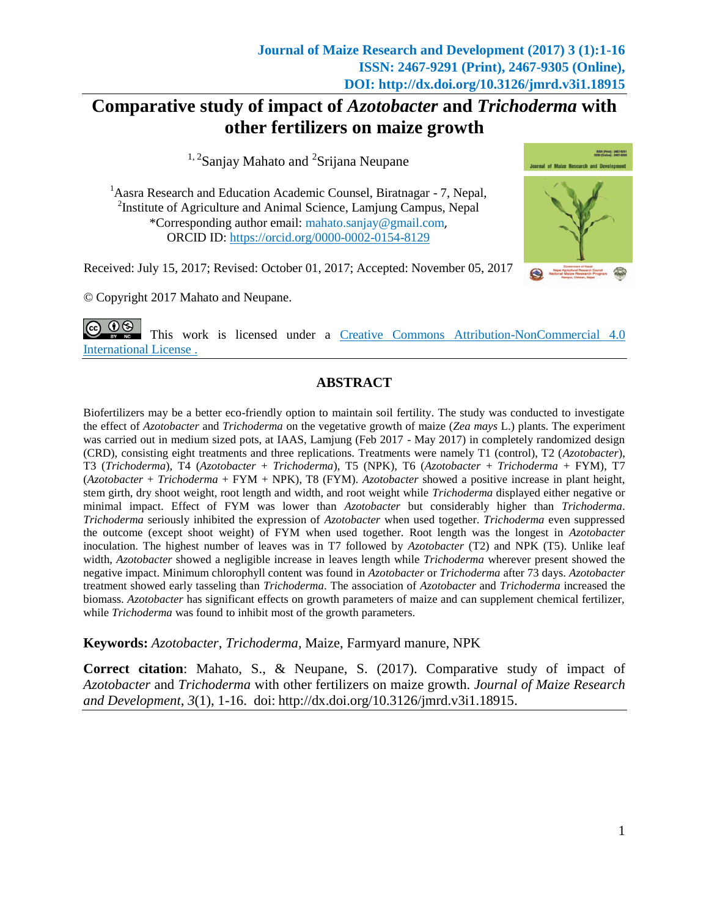# Comparative study of impact of *Azotobacter* and *Trichoderma* with other fertilizers on maize growth

[1, 2]Sanjay Mahato and [2]Srijana Neupane

[1]Aasra Research and Education Academic Counsel, Biratnagar - 7, Nepal,
[2]Institute of Agriculture and Animal Science, Lamjung Campus, Nepal
*Corresponding author email: mahato.sanjay@gmail.com,
ORCID ID: https://orcid.org/0000-0002-0154-8129

Received: July 15, 2017; Revised: October 01, 2017; Accepted: November 05, 2017

© Copyright 2017 Mahato and Neupane.

This work is licensed under a Creative Commons Attribution-NonCommercial 4.0 International License .

## ABSTRACT

Biofertilizers may be a better eco-friendly option to maintain soil fertility. The study was conducted to investigate the effect of *Azotobacter* and *Trichoderma* on the vegetative growth of maize (*Zea mays* L.) plants. The experiment was carried out in medium sized pots, at IAAS, Lamjung (Feb 2017 - May 2017) in completely randomized design (CRD), consisting eight treatments and three replications. Treatments were namely T1 (control), T2 (*Azotobacter*), T3 (*Trichoderma*), T4 (*Azotobacter* + *Trichoderma*), T5 (NPK), T6 (*Azotobacter* + *Trichoderma* + FYM), T7 (*Azotobacter* + *Trichoderma* + FYM + NPK), T8 (FYM). *Azotobacter* showed a positive increase in plant height, stem girth, dry shoot weight, root length and width, and root weight while *Trichoderma* displayed either negative or minimal impact. Effect of FYM was lower than *Azotobacter* but considerably higher than *Trichoderma*. *Trichoderma* seriously inhibited the expression of *Azotobacter* when used together. *Trichoderma* even suppressed the outcome (except shoot weight) of FYM when used together. Root length was the longest in *Azotobacter* inoculation. The highest number of leaves was in T7 followed by *Azotobacter* (T2) and NPK (T5). Unlike leaf width, *Azotobacter* showed a negligible increase in leaves length while *Trichoderma* wherever present showed the negative impact. Minimum chlorophyll content was found in *Azotobacter* or *Trichoderma* after 73 days. *Azotobacter* treatment showed early tasseling than *Trichoderma*. The association of *Azotobacter* and *Trichoderma* increased the biomass. *Azotobacter* has significant effects on growth parameters of maize and can supplement chemical fertilizer, while *Trichoderma* was found to inhibit most of the growth parameters.

**Keywords:** *Azotobacter*, *Trichoderma*, Maize, Farmyard manure, NPK

**Correct citation**: Mahato, S., & Neupane, S. (2017). Comparative study of impact of *Azotobacter* and *Trichoderma* with other fertilizers on maize growth. *Journal of Maize Research and Development*, *3*(1), 1-16. doi: http://dx.doi.org/10.3126/jmrd.v3i1.18915.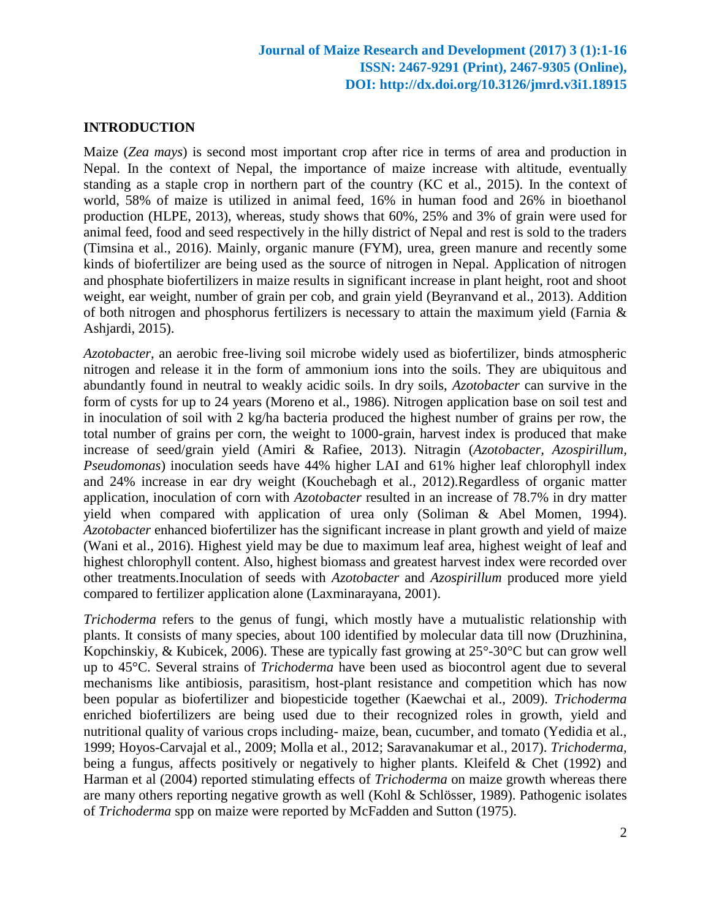## INTRODUCTION

Maize (*Zea mays*) is second most important crop after rice in terms of area and production in Nepal. In the context of Nepal, the importance of maize increase with altitude, eventually standing as a staple crop in northern part of the country (KC et al., 2015). In the context of world, 58% of maize is utilized in animal feed, 16% in human food and 26% in bioethanol production (HLPE, 2013), whereas, study shows that 60%, 25% and 3% of grain were used for animal feed, food and seed respectively in the hilly district of Nepal and rest is sold to the traders (Timsina et al., 2016). Mainly, organic manure (FYM), urea, green manure and recently some kinds of biofertilizer are being used as the source of nitrogen in Nepal. Application of nitrogen and phosphate biofertilizers in maize results in significant increase in plant height, root and shoot weight, ear weight, number of grain per cob, and grain yield (Beyranvand et al., 2013). Addition of both nitrogen and phosphorus fertilizers is necessary to attain the maximum yield (Farnia & Ashjardi, 2015).

*Azotobacter*, an aerobic free-living soil microbe widely used as biofertilizer, binds atmospheric nitrogen and release it in the form of ammonium ions into the soils. They are ubiquitous and abundantly found in neutral to weakly acidic soils. In dry soils, *Azotobacter* can survive in the form of cysts for up to 24 years (Moreno et al., 1986). Nitrogen application base on soil test and in inoculation of soil with 2 kg/ha bacteria produced the highest number of grains per row, the total number of grains per corn, the weight to 1000-grain, harvest index is produced that make increase of seed/grain yield (Amiri & Rafiee, 2013). Nitragin (*Azotobacter, Azospirillum, Pseudomonas*) inoculation seeds have 44% higher LAI and 61% higher leaf chlorophyll index and 24% increase in ear dry weight (Kouchebagh et al., 2012).Regardless of organic matter application, inoculation of corn with *Azotobacter* resulted in an increase of 78.7% in dry matter yield when compared with application of urea only (Soliman & Abel Momen, 1994). *Azotobacter* enhanced biofertilizer has the significant increase in plant growth and yield of maize (Wani et al., 2016). Highest yield may be due to maximum leaf area, highest weight of leaf and highest chlorophyll content. Also, highest biomass and greatest harvest index were recorded over other treatments.Inoculation of seeds with *Azotobacter* and *Azospirillum* produced more yield compared to fertilizer application alone (Laxminarayana, 2001).

*Trichoderma* refers to the genus of fungi, which mostly have a mutualistic relationship with plants. It consists of many species, about 100 identified by molecular data till now (Druzhinina, Kopchinskiy, & Kubicek, 2006). These are typically fast growing at 25°-30°C but can grow well up to 45°C. Several strains of *Trichoderma* have been used as biocontrol agent due to several mechanisms like antibiosis, parasitism, host-plant resistance and competition which has now been popular as biofertilizer and biopesticide together (Kaewchai et al., 2009). *Trichoderma* enriched biofertilizers are being used due to their recognized roles in growth, yield and nutritional quality of various crops including- maize, bean, cucumber, and tomato (Yedidia et al., 1999; Hoyos-Carvajal et al., 2009; Molla et al., 2012; Saravanakumar et al., 2017). *Trichoderma,* being a fungus, affects positively or negatively to higher plants. Kleifeld & Chet (1992) and Harman et al (2004) reported stimulating effects of *Trichoderma* on maize growth whereas there are many others reporting negative growth as well (Kohl & Schlösser, 1989). Pathogenic isolates of *Trichoderma* spp on maize were reported by McFadden and Sutton (1975).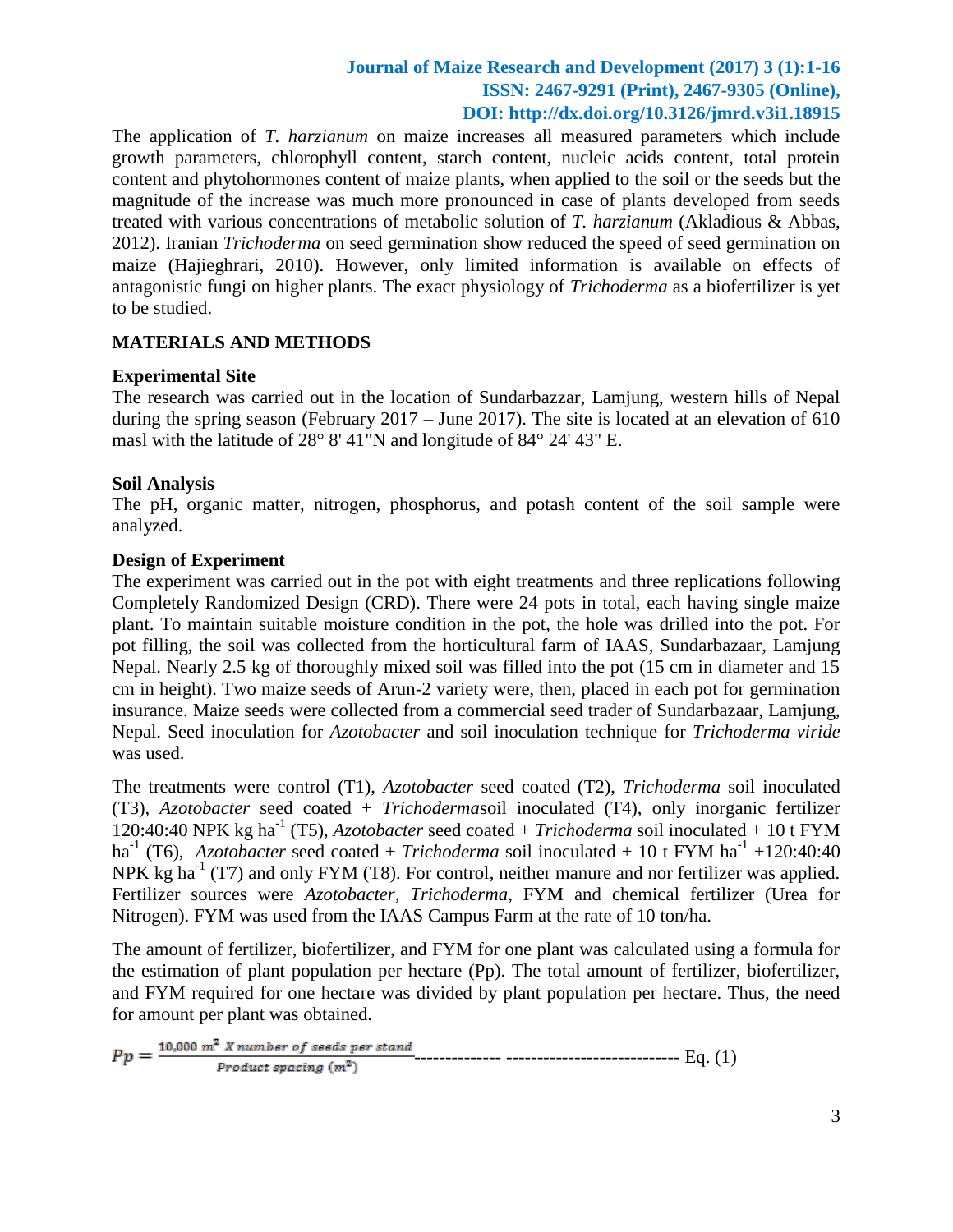The application of *T. harzianum* on maize increases all measured parameters which include growth parameters, chlorophyll content, starch content, nucleic acids content, total protein content and phytohormones content of maize plants, when applied to the soil or the seeds but the magnitude of the increase was much more pronounced in case of plants developed from seeds treated with various concentrations of metabolic solution of *T. harzianum* (Akladious & Abbas, 2012). Iranian *Trichoderma* on seed germination show reduced the speed of seed germination on maize (Hajieghrari, 2010). However, only limited information is available on effects of antagonistic fungi on higher plants. The exact physiology of *Trichoderma* as a biofertilizer is yet to be studied.

## MATERIALS AND METHODS

### Experimental Site

The research was carried out in the location of Sundarbazzar, Lamjung, western hills of Nepal during the spring season (February 2017 – June 2017). The site is located at an elevation of 610 masl with the latitude of 28° 8' 41"N and longitude of 84° 24' 43" E.

### Soil Analysis

The pH, organic matter, nitrogen, phosphorus, and potash content of the soil sample were analyzed.

### Design of Experiment

The experiment was carried out in the pot with eight treatments and three replications following Completely Randomized Design (CRD). There were 24 pots in total, each having single maize plant. To maintain suitable moisture condition in the pot, the hole was drilled into the pot. For pot filling, the soil was collected from the horticultural farm of IAAS, Sundarbazaar, Lamjung Nepal. Nearly 2.5 kg of thoroughly mixed soil was filled into the pot (15 cm in diameter and 15 cm in height). Two maize seeds of Arun-2 variety were, then, placed in each pot for germination insurance. Maize seeds were collected from a commercial seed trader of Sundarbazaar, Lamjung, Nepal. Seed inoculation for *Azotobacter* and soil inoculation technique for *Trichoderma viride* was used.

The treatments were control (T1), *Azotobacter* seed coated (T2), *Trichoderma* soil inoculated (T3), *Azotobacter* seed coated + *Trichoderma*soil inoculated (T4), only inorganic fertilizer 120:40:40 NPK kg ha$^{-1}$ (T5), *Azotobacter* seed coated + *Trichoderma* soil inoculated + 10 t FYM ha$^{-1}$ (T6), *Azotobacter* seed coated + *Trichoderma* soil inoculated + 10 t FYM ha$^{-1}$ +120:40:40 NPK kg ha$^{-1}$ (T7) and only FYM (T8). For control, neither manure and nor fertilizer was applied. Fertilizer sources were *Azotobacter*, *Trichoderma*, FYM and chemical fertilizer (Urea for Nitrogen). FYM was used from the IAAS Campus Farm at the rate of 10 ton/ha.

The amount of fertilizer, biofertilizer, and FYM for one plant was calculated using a formula for the estimation of plant population per hectare (Pp). The total amount of fertilizer, biofertilizer, and FYM required for one hectare was divided by plant population per hectare. Thus, the need for amount per plant was obtained.

$$Pp = \frac{10{,}000\ m^2\ X\ number\ of\ seeds\ per\ stand}{Product\ spacing\ (m^2)} \quad \text{Eq. (1)}$$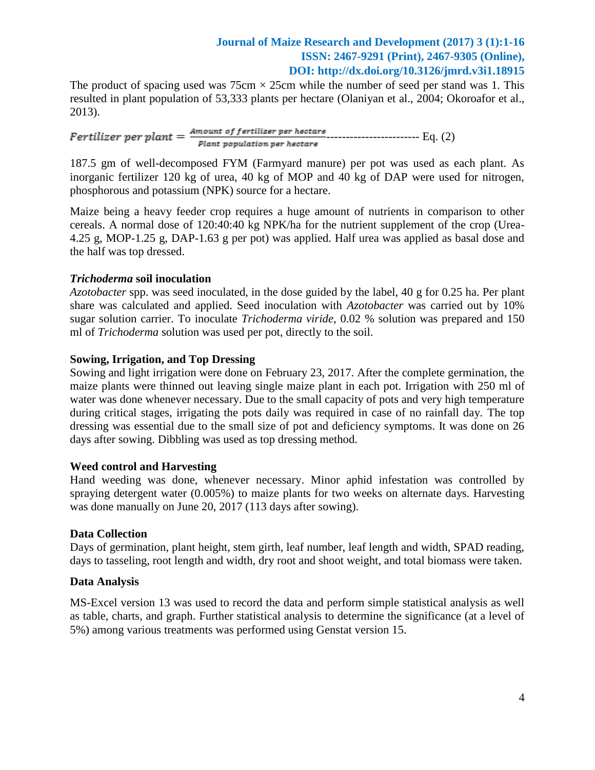The product of spacing used was 75cm × 25cm while the number of seed per stand was 1. This resulted in plant population of 53,333 plants per hectare (Olaniyan et al., 2004; Okoroafor et al., 2013).

$$Fertilizer\ per\ plant = \frac{Amount\ of\ fertilizer\ per\ hectare}{Plant\ population\ per\ hectare} \text{------------------------ Eq. (2)}$$

187.5 gm of well-decomposed FYM (Farmyard manure) per pot was used as each plant. As inorganic fertilizer 120 kg of urea, 40 kg of MOP and 40 kg of DAP were used for nitrogen, phosphorous and potassium (NPK) source for a hectare.

Maize being a heavy feeder crop requires a huge amount of nutrients in comparison to other cereals. A normal dose of 120:40:40 kg NPK/ha for the nutrient supplement of the crop (Urea-4.25 g, MOP-1.25 g, DAP-1.63 g per pot) was applied. Half urea was applied as basal dose and the half was top dressed.

### *Trichoderma* soil inoculation

*Azotobacter* spp. was seed inoculated, in the dose guided by the label, 40 g for 0.25 ha. Per plant share was calculated and applied. Seed inoculation with *Azotobacter* was carried out by 10% sugar solution carrier. To inoculate *Trichoderma viride*, 0.02 % solution was prepared and 150 ml of *Trichoderma* solution was used per pot, directly to the soil.

### Sowing, Irrigation, and Top Dressing

Sowing and light irrigation were done on February 23, 2017. After the complete germination, the maize plants were thinned out leaving single maize plant in each pot. Irrigation with 250 ml of water was done whenever necessary. Due to the small capacity of pots and very high temperature during critical stages, irrigating the pots daily was required in case of no rainfall day. The top dressing was essential due to the small size of pot and deficiency symptoms. It was done on 26 days after sowing. Dibbling was used as top dressing method.

### Weed control and Harvesting

Hand weeding was done, whenever necessary. Minor aphid infestation was controlled by spraying detergent water (0.005%) to maize plants for two weeks on alternate days. Harvesting was done manually on June 20, 2017 (113 days after sowing).

### Data Collection

Days of germination, plant height, stem girth, leaf number, leaf length and width, SPAD reading, days to tasseling, root length and width, dry root and shoot weight, and total biomass were taken.

### Data Analysis

MS-Excel version 13 was used to record the data and perform simple statistical analysis as well as table, charts, and graph. Further statistical analysis to determine the significance (at a level of 5%) among various treatments was performed using Genstat version 15.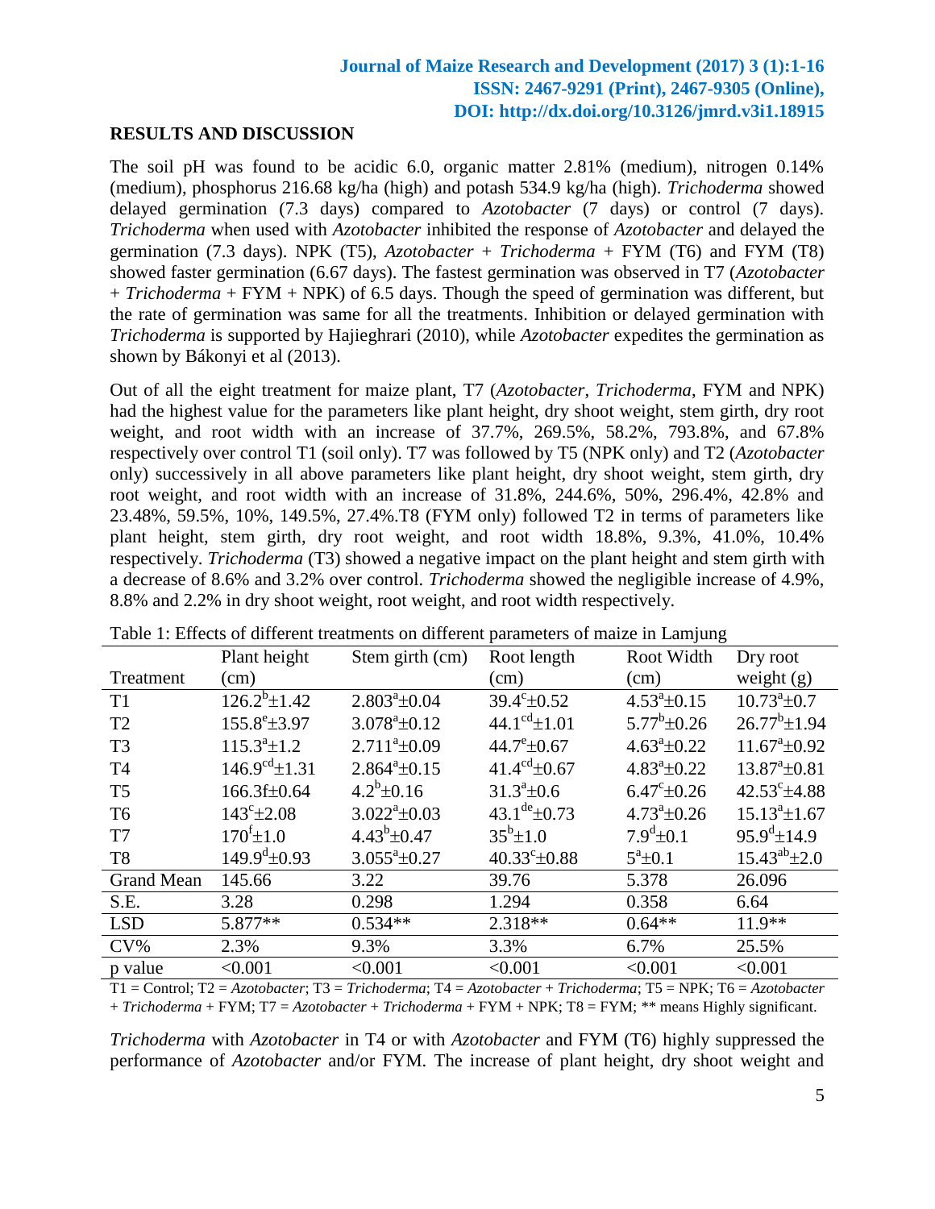## RESULTS AND DISCUSSION

The soil pH was found to be acidic 6.0, organic matter 2.81% (medium), nitrogen 0.14% (medium), phosphorus 216.68 kg/ha (high) and potash 534.9 kg/ha (high). *Trichoderma* showed delayed germination (7.3 days) compared to *Azotobacter* (7 days) or control (7 days). *Trichoderma* when used with *Azotobacter* inhibited the response of *Azotobacter* and delayed the germination (7.3 days). NPK (T5), *Azotobacter* + *Trichoderma* + FYM (T6) and FYM (T8) showed faster germination (6.67 days). The fastest germination was observed in T7 (*Azotobacter* + *Trichoderma* + FYM + NPK) of 6.5 days. Though the speed of germination was different, but the rate of germination was same for all the treatments. Inhibition or delayed germination with *Trichoderma* is supported by Hajieghrari (2010), while *Azotobacter* expedites the germination as shown by Bákonyi et al (2013).

Out of all the eight treatment for maize plant, T7 (*Azotobacter*, *Trichoderma*, FYM and NPK) had the highest value for the parameters like plant height, dry shoot weight, stem girth, dry root weight, and root width with an increase of 37.7%, 269.5%, 58.2%, 793.8%, and 67.8% respectively over control T1 (soil only). T7 was followed by T5 (NPK only) and T2 (*Azotobacter* only) successively in all above parameters like plant height, dry shoot weight, stem girth, dry root weight, and root width with an increase of 31.8%, 244.6%, 50%, 296.4%, 42.8% and 23.48%, 59.5%, 10%, 149.5%, 27.4%.T8 (FYM only) followed T2 in terms of parameters like plant height, stem girth, dry root weight, and root width 18.8%, 9.3%, 41.0%, 10.4% respectively. *Trichoderma* (T3) showed a negative impact on the plant height and stem girth with a decrease of 8.6% and 3.2% over control. *Trichoderma* showed the negligible increase of 4.9%, 8.8% and 2.2% in dry shoot weight, root weight, and root width respectively.

Table 1: Effects of different treatments on different parameters of maize in Lamjung

| Treatment | Plant height (cm) | Stem girth (cm) | Root length (cm) | Root Width (cm) | Dry root weight (g) |
|---|---|---|---|---|---|
| T1 | $126.2^{b}\pm1.42$ | $2.803^{a}\pm0.04$ | $39.4^{c}\pm0.52$ | $4.53^{a}\pm0.15$ | $10.73^{a}\pm0.7$ |
| T2 | $155.8^{e}\pm3.97$ | $3.078^{a}\pm0.12$ | $44.1^{cd}\pm1.01$ | $5.77^{b}\pm0.26$ | $26.77^{b}\pm1.94$ |
| T3 | $115.3^{a}\pm1.2$ | $2.711^{a}\pm0.09$ | $44.7^{e}\pm0.67$ | $4.63^{a}\pm0.22$ | $11.67^{a}\pm0.92$ |
| T4 | $146.9^{cd}\pm1.31$ | $2.864^{a}\pm0.15$ | $41.4^{cd}\pm0.67$ | $4.83^{a}\pm0.22$ | $13.87^{a}\pm0.81$ |
| T5 | 166.3f±0.64 | $4.2^{b}\pm0.16$ | $31.3^{a}\pm0.6$ | $6.47^{c}\pm0.26$ | $42.53^{c}\pm4.88$ |
| T6 | $143^{c}\pm2.08$ | $3.022^{a}\pm0.03$ | $43.1^{de}\pm0.73$ | $4.73^{a}\pm0.26$ | $15.13^{a}\pm1.67$ |
| T7 | $170^{f}\pm1.0$ | $4.43^{b}\pm0.47$ | $35^{b}\pm1.0$ | $7.9^{d}\pm0.1$ | $95.9^{d}\pm14.9$ |
| T8 | $149.9^{d}\pm0.93$ | $3.055^{a}\pm0.27$ | $40.33^{c}\pm0.88$ | $5^{a}\pm0.1$ | $15.43^{ab}\pm2.0$ |
| Grand Mean | 145.66 | 3.22 | 39.76 | 5.378 | 26.096 |
| S.E. | 3.28 | 0.298 | 1.294 | 0.358 | 6.64 |
| LSD | 5.877** | 0.534** | 2.318** | 0.64** | 11.9** |
| CV% | 2.3% | 9.3% | 3.3% | 6.7% | 25.5% |
| p value | <0.001 | <0.001 | <0.001 | <0.001 | <0.001 |

T1 = Control; T2 = *Azotobacter*; T3 = *Trichoderma*; T4 = *Azotobacter* + *Trichoderma*; T5 = NPK; T6 = *Azotobacter* + *Trichoderma* + FYM; T7 = *Azotobacter* + *Trichoderma* + FYM + NPK; T8 = FYM; ** means Highly significant.

*Trichoderma* with *Azotobacter* in T4 or with *Azotobacter* and FYM (T6) highly suppressed the performance of *Azotobacter* and/or FYM. The increase of plant height, dry shoot weight and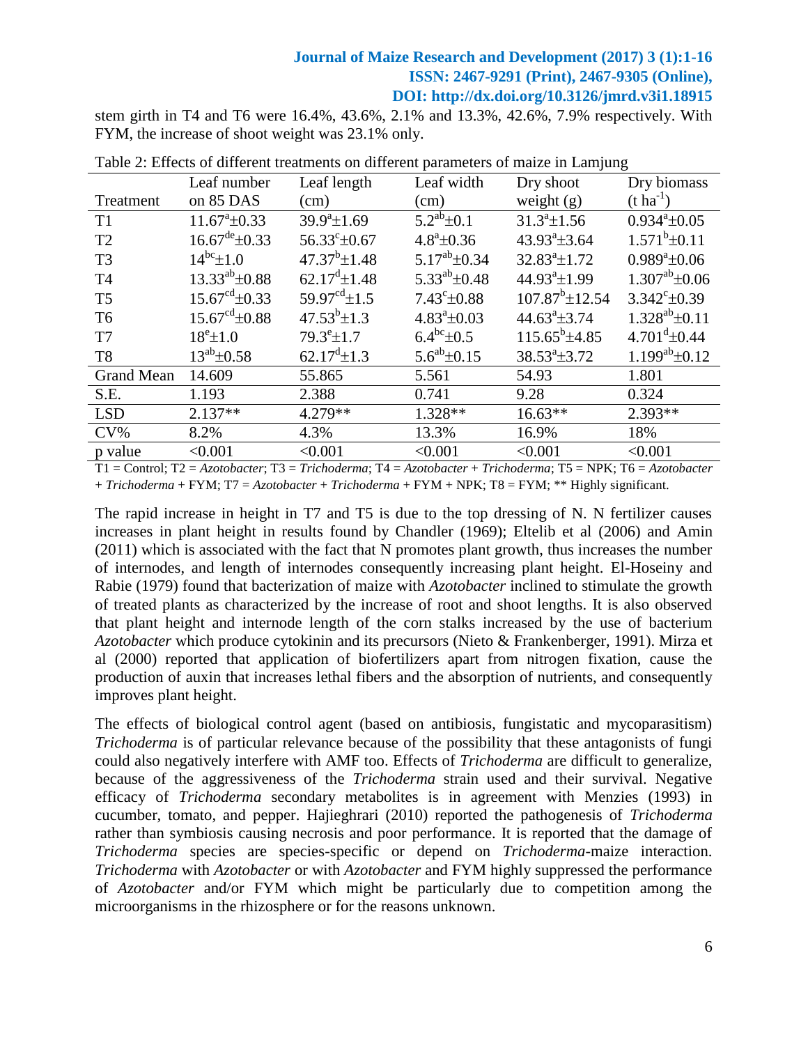stem girth in T4 and T6 were 16.4%, 43.6%, 2.1% and 13.3%, 42.6%, 7.9% respectively. With FYM, the increase of shoot weight was 23.1% only.

Table 2: Effects of different treatments on different parameters of maize in Lamjung

| Treatment | Leaf number on 85 DAS | Leaf length (cm) | Leaf width (cm) | Dry shoot weight (g) | Dry biomass ($t\ ha^{-1}$) |
|---|---|---|---|---|---|
| T1 | $11.67^{a}\pm0.33$ | $39.9^{a}\pm1.69$ | $5.2^{ab}\pm0.1$ | $31.3^{a}\pm1.56$ | $0.934^{a}\pm0.05$ |
| T2 | $16.67^{de}\pm0.33$ | $56.33^{c}\pm0.67$ | $4.8^{a}\pm0.36$ | $43.93^{a}\pm3.64$ | $1.571^{b}\pm0.11$ |
| T3 | $14^{bc}\pm1.0$ | $47.37^{b}\pm1.48$ | $5.17^{ab}\pm0.34$ | $32.83^{a}\pm1.72$ | $0.989^{a}\pm0.06$ |
| T4 | $13.33^{ab}\pm0.88$ | $62.17^{d}\pm1.48$ | $5.33^{ab}\pm0.48$ | $44.93^{a}\pm1.99$ | $1.307^{ab}\pm0.06$ |
| T5 | $15.67^{cd}\pm0.33$ | $59.97^{cd}\pm1.5$ | $7.43^{c}\pm0.88$ | $107.87^{b}\pm12.54$ | $3.342^{c}\pm0.39$ |
| T6 | $15.67^{cd}\pm0.88$ | $47.53^{b}\pm1.3$ | $4.83^{a}\pm0.03$ | $44.63^{a}\pm3.74$ | $1.328^{ab}\pm0.11$ |
| T7 | $18^{e}\pm1.0$ | $79.3^{e}\pm1.7$ | $6.4^{bc}\pm0.5$ | $115.65^{b}\pm4.85$ | $4.701^{d}\pm0.44$ |
| T8 | $13^{ab}\pm0.58$ | $62.17^{d}\pm1.3$ | $5.6^{ab}\pm0.15$ | $38.53^{a}\pm3.72$ | $1.199^{ab}\pm0.12$ |
| Grand Mean | 14.609 | 55.865 | 5.561 | 54.93 | 1.801 |
| S.E. | 1.193 | 2.388 | 0.741 | 9.28 | 0.324 |
| LSD | 2.137** | 4.279** | 1.328** | 16.63** | 2.393** |
| CV% | 8.2% | 4.3% | 13.3% | 16.9% | 18% |
| p value | <0.001 | <0.001 | <0.001 | <0.001 | <0.001 |

T1 = Control; T2 = *Azotobacter*; T3 = *Trichoderma*; T4 = *Azotobacter* + *Trichoderma*; T5 = NPK; T6 = *Azotobacter* + *Trichoderma* + FYM; T7 = *Azotobacter* + *Trichoderma* + FYM + NPK; T8 = FYM; ** Highly significant.

The rapid increase in height in T7 and T5 is due to the top dressing of N. N fertilizer causes increases in plant height in results found by Chandler (1969); Eltelib et al (2006) and Amin (2011) which is associated with the fact that N promotes plant growth, thus increases the number of internodes, and length of internodes consequently increasing plant height. El-Hoseiny and Rabie (1979) found that bacterization of maize with *Azotobacter* inclined to stimulate the growth of treated plants as characterized by the increase of root and shoot lengths. It is also observed that plant height and internode length of the corn stalks increased by the use of bacterium *Azotobacter* which produce cytokinin and its precursors (Nieto & Frankenberger, 1991). Mirza et al (2000) reported that application of biofertilizers apart from nitrogen fixation, cause the production of auxin that increases lethal fibers and the absorption of nutrients, and consequently improves plant height.

The effects of biological control agent (based on antibiosis, fungistatic and mycoparasitism) *Trichoderma* is of particular relevance because of the possibility that these antagonists of fungi could also negatively interfere with AMF too. Effects of *Trichoderma* are difficult to generalize, because of the aggressiveness of the *Trichoderma* strain used and their survival. Negative efficacy of *Trichoderma* secondary metabolites is in agreement with Menzies (1993) in cucumber, tomato, and pepper. Hajieghrari (2010) reported the pathogenesis of *Trichoderma* rather than symbiosis causing necrosis and poor performance. It is reported that the damage of *Trichoderma* species are species-specific or depend on *Trichoderma*-maize interaction. *Trichoderma* with *Azotobacter* or with *Azotobacter* and FYM highly suppressed the performance of *Azotobacter* and/or FYM which might be particularly due to competition among the microorganisms in the rhizosphere or for the reasons unknown.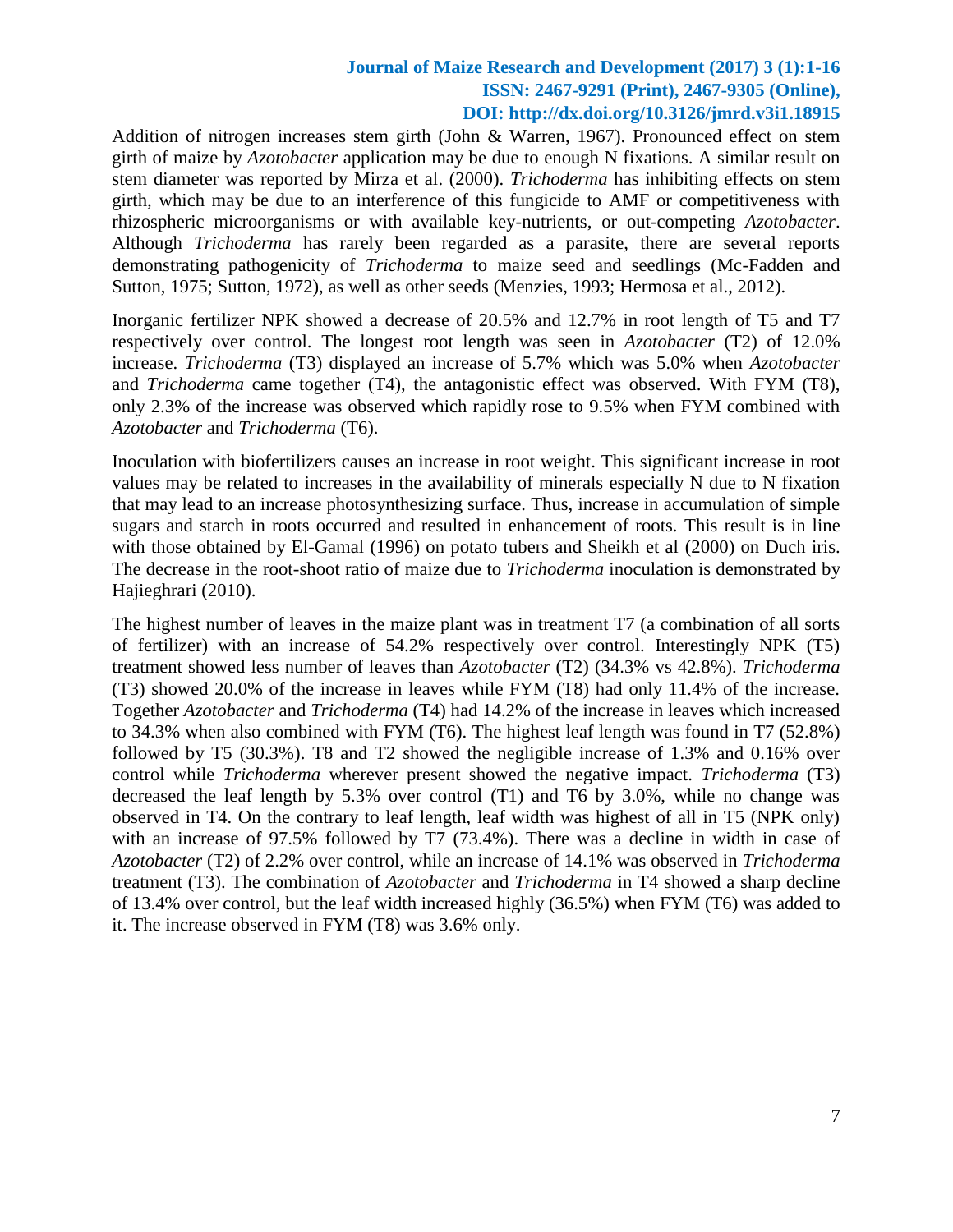Addition of nitrogen increases stem girth (John & Warren, 1967). Pronounced effect on stem girth of maize by *Azotobacter* application may be due to enough N fixations. A similar result on stem diameter was reported by Mirza et al. (2000). *Trichoderma* has inhibiting effects on stem girth, which may be due to an interference of this fungicide to AMF or competitiveness with rhizospheric microorganisms or with available key-nutrients, or out-competing *Azotobacter*. Although *Trichoderma* has rarely been regarded as a parasite, there are several reports demonstrating pathogenicity of *Trichoderma* to maize seed and seedlings (Mc-Fadden and Sutton, 1975; Sutton, 1972), as well as other seeds (Menzies, 1993; Hermosa et al., 2012).

Inorganic fertilizer NPK showed a decrease of 20.5% and 12.7% in root length of T5 and T7 respectively over control. The longest root length was seen in *Azotobacter* (T2) of 12.0% increase. *Trichoderma* (T3) displayed an increase of 5.7% which was 5.0% when *Azotobacter* and *Trichoderma* came together (T4), the antagonistic effect was observed. With FYM (T8), only 2.3% of the increase was observed which rapidly rose to 9.5% when FYM combined with *Azotobacter* and *Trichoderma* (T6).

Inoculation with biofertilizers causes an increase in root weight. This significant increase in root values may be related to increases in the availability of minerals especially N due to N fixation that may lead to an increase photosynthesizing surface. Thus, increase in accumulation of simple sugars and starch in roots occurred and resulted in enhancement of roots. This result is in line with those obtained by El-Gamal (1996) on potato tubers and Sheikh et al (2000) on Duch iris. The decrease in the root-shoot ratio of maize due to *Trichoderma* inoculation is demonstrated by Hajieghrari (2010).

The highest number of leaves in the maize plant was in treatment T7 (a combination of all sorts of fertilizer) with an increase of 54.2% respectively over control. Interestingly NPK (T5) treatment showed less number of leaves than *Azotobacter* (T2) (34.3% vs 42.8%). *Trichoderma* (T3) showed 20.0% of the increase in leaves while FYM (T8) had only 11.4% of the increase. Together *Azotobacter* and *Trichoderma* (T4) had 14.2% of the increase in leaves which increased to 34.3% when also combined with FYM (T6). The highest leaf length was found in T7 (52.8%) followed by T5 (30.3%). T8 and T2 showed the negligible increase of 1.3% and 0.16% over control while *Trichoderma* wherever present showed the negative impact. *Trichoderma* (T3) decreased the leaf length by 5.3% over control (T1) and T6 by 3.0%, while no change was observed in T4. On the contrary to leaf length, leaf width was highest of all in T5 (NPK only) with an increase of 97.5% followed by T7 (73.4%). There was a decline in width in case of *Azotobacter* (T2) of 2.2% over control, while an increase of 14.1% was observed in *Trichoderma* treatment (T3). The combination of *Azotobacter* and *Trichoderma* in T4 showed a sharp decline of 13.4% over control, but the leaf width increased highly (36.5%) when FYM (T6) was added to it. The increase observed in FYM (T8) was 3.6% only.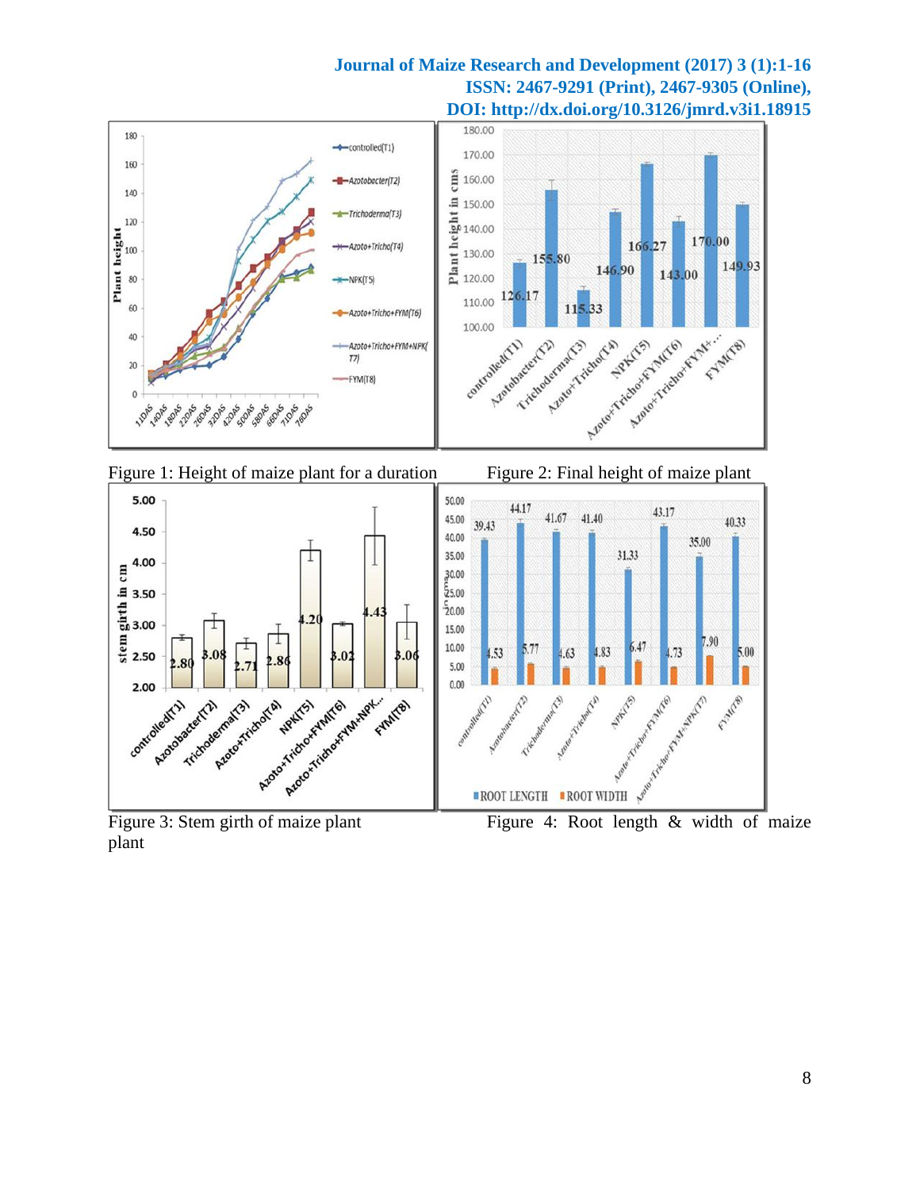Figure 1: Height of maize plant for a duration

Figure 2: Final height of maize plant

Figure 3: Stem girth of maize plant

Figure 4: Root length & width of maize plant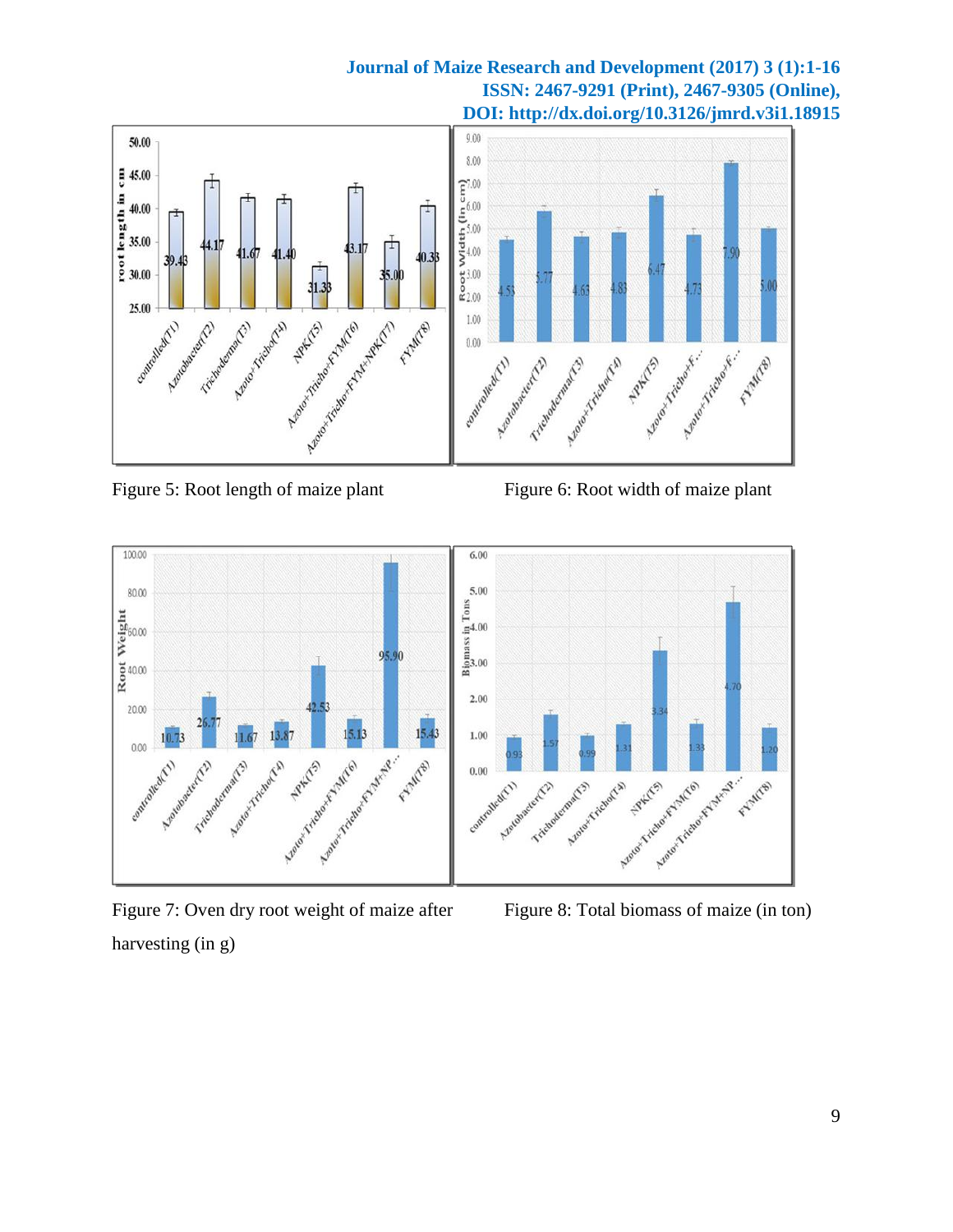Figure 5: Root length of maize plant

Figure 6: Root width of maize plant

Figure 7: Oven dry root weight of maize after harvesting (in g)

Figure 8: Total biomass of maize (in ton)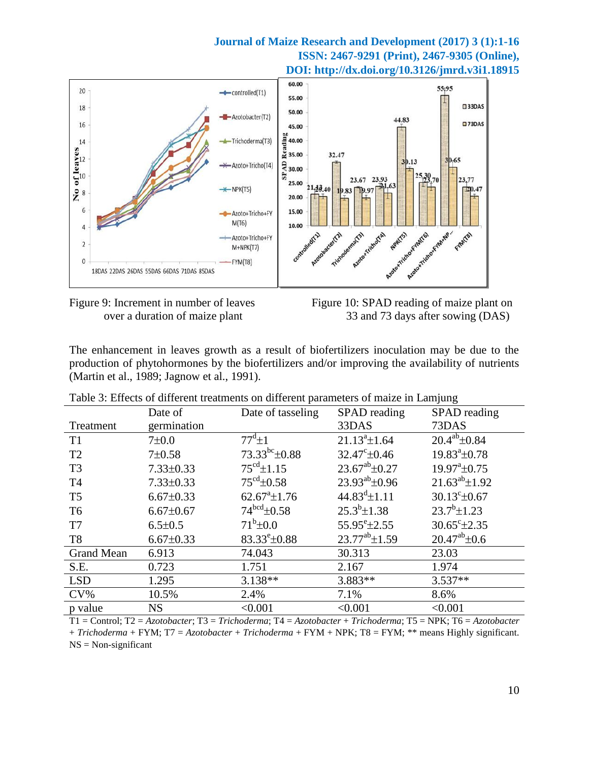Figure 9: Increment in number of leaves over a duration of maize plant

Figure 10: SPAD reading of maize plant on 33 and 73 days after sowing (DAS)

The enhancement in leaves growth as a result of biofertilizers inoculation may be due to the production of phytohormones by the biofertilizers and/or improving the availability of nutrients (Martin et al., 1989; Jagnow et al., 1991).

Table 3: Effects of different treatments on different parameters of maize in Lamjung

| Treatment | Date of germination | Date of tasseling | SPAD reading 33DAS | SPAD reading 73DAS |
|---|---|---|---|---|
| T1 | 7±0.0 | $77^{d}$±1 | $21.13^{a}$±1.64 | $20.4^{ab}$±0.84 |
| T2 | 7±0.58 | $73.33^{bc}$±0.88 | $32.47^{c}$±0.46 | $19.83^{a}$±0.78 |
| T3 | 7.33±0.33 | $75^{cd}$±1.15 | $23.67^{ab}$±0.27 | $19.97^{a}$±0.75 |
| T4 | 7.33±0.33 | $75^{cd}$±0.58 | $23.93^{ab}$±0.96 | $21.63^{ab}$±1.92 |
| T5 | 6.67±0.33 | $62.67^{a}$±1.76 | $44.83^{d}$±1.11 | $30.13^{c}$±0.67 |
| T6 | 6.67±0.67 | $74^{bcd}$±0.58 | $25.3^{b}$±1.38 | $23.7^{b}$±1.23 |
| T7 | 6.5±0.5 | $71^{b}$±0.0 | $55.95^{e}$±2.55 | $30.65^{c}$±2.35 |
| T8 | 6.67±0.33 | $83.33^{e}$±0.88 | $23.77^{ab}$±1.59 | $20.47^{ab}$±0.6 |
| Grand Mean | 6.913 | 74.043 | 30.313 | 23.03 |
| S.E. | 0.723 | 1.751 | 2.167 | 1.974 |
| LSD | 1.295 | 3.138** | 3.883** | 3.537** |
| CV% | 10.5% | 2.4% | 7.1% | 8.6% |
| p value | NS | <0.001 | <0.001 | <0.001 |

T1 = Control; T2 = *Azotobacter*; T3 = *Trichoderma*; T4 = *Azotobacter* + *Trichoderma*; T5 = NPK; T6 = *Azotobacter* + *Trichoderma* + FYM; T7 = *Azotobacter* + *Trichoderma* + FYM + NPK; T8 = FYM; ** means Highly significant. NS = Non-significant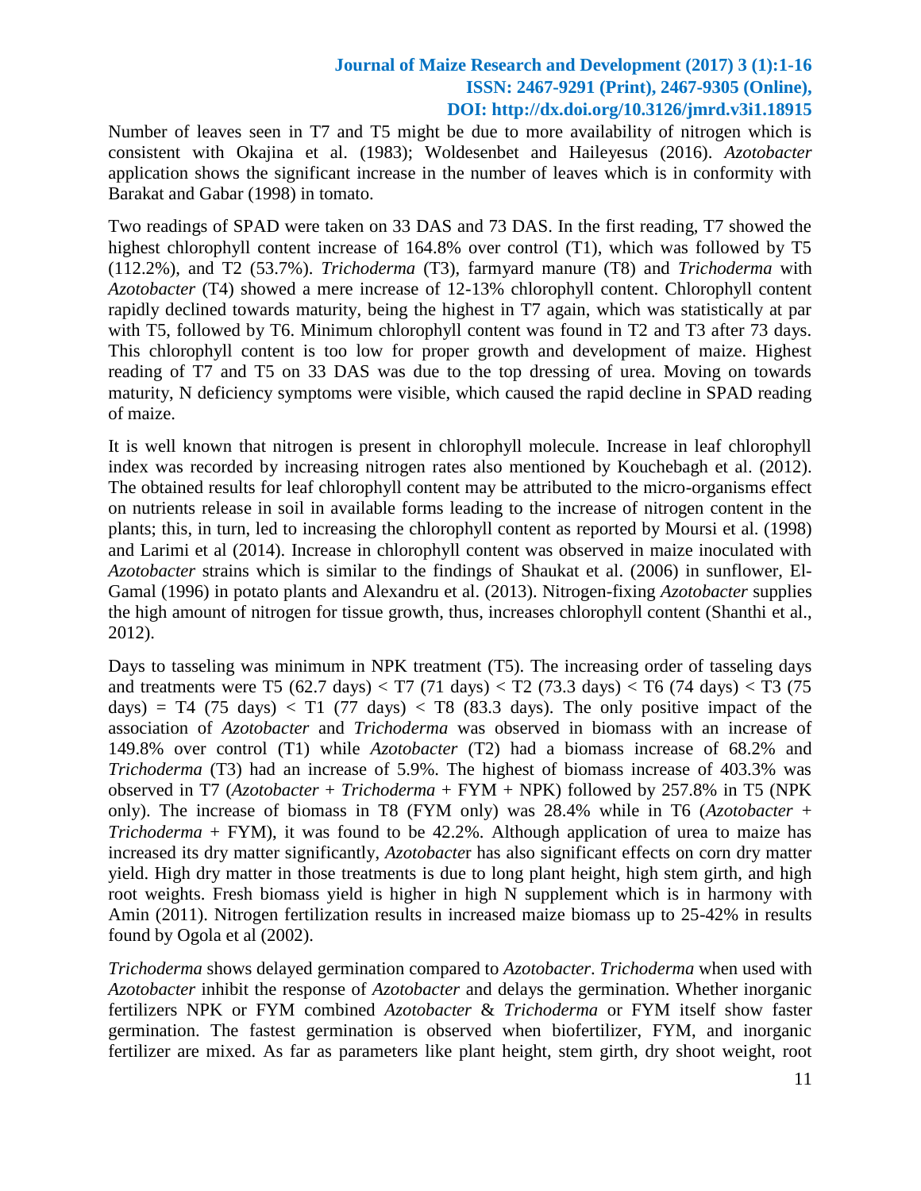Number of leaves seen in T7 and T5 might be due to more availability of nitrogen which is consistent with Okajina et al. (1983); Woldesenbet and Haileyesus (2016). *Azotobacter* application shows the significant increase in the number of leaves which is in conformity with Barakat and Gabar (1998) in tomato.

Two readings of SPAD were taken on 33 DAS and 73 DAS. In the first reading, T7 showed the highest chlorophyll content increase of 164.8% over control (T1), which was followed by T5 (112.2%), and T2 (53.7%). *Trichoderma* (T3), farmyard manure (T8) and *Trichoderma* with *Azotobacter* (T4) showed a mere increase of 12-13% chlorophyll content. Chlorophyll content rapidly declined towards maturity, being the highest in T7 again, which was statistically at par with T5, followed by T6. Minimum chlorophyll content was found in T2 and T3 after 73 days. This chlorophyll content is too low for proper growth and development of maize. Highest reading of T7 and T5 on 33 DAS was due to the top dressing of urea. Moving on towards maturity, N deficiency symptoms were visible, which caused the rapid decline in SPAD reading of maize.

It is well known that nitrogen is present in chlorophyll molecule. Increase in leaf chlorophyll index was recorded by increasing nitrogen rates also mentioned by Kouchebagh et al. (2012). The obtained results for leaf chlorophyll content may be attributed to the micro-organisms effect on nutrients release in soil in available forms leading to the increase of nitrogen content in the plants; this, in turn, led to increasing the chlorophyll content as reported by Moursi et al. (1998) and Larimi et al (2014). Increase in chlorophyll content was observed in maize inoculated with *Azotobacter* strains which is similar to the findings of Shaukat et al. (2006) in sunflower, El-Gamal (1996) in potato plants and Alexandru et al. (2013). Nitrogen-fixing *Azotobacter* supplies the high amount of nitrogen for tissue growth, thus, increases chlorophyll content (Shanthi et al., 2012).

Days to tasseling was minimum in NPK treatment (T5). The increasing order of tasseling days and treatments were T5 (62.7 days) < T7 (71 days) < T2 (73.3 days) < T6 (74 days) < T3 (75 days) = T4 (75 days) < T1 (77 days) < T8 (83.3 days). The only positive impact of the association of *Azotobacter* and *Trichoderma* was observed in biomass with an increase of 149.8% over control (T1) while *Azotobacter* (T2) had a biomass increase of 68.2% and *Trichoderma* (T3) had an increase of 5.9%. The highest of biomass increase of 403.3% was observed in T7 (*Azotobacter* + *Trichoderma* + FYM + NPK) followed by 257.8% in T5 (NPK only). The increase of biomass in T8 (FYM only) was 28.4% while in T6 (*Azotobacter* + *Trichoderma* + FYM), it was found to be 42.2%. Although application of urea to maize has increased its dry matter significantly, *Azotobacte*r has also significant effects on corn dry matter yield. High dry matter in those treatments is due to long plant height, high stem girth, and high root weights. Fresh biomass yield is higher in high N supplement which is in harmony with Amin (2011). Nitrogen fertilization results in increased maize biomass up to 25-42% in results found by Ogola et al (2002).

*Trichoderma* shows delayed germination compared to *Azotobacter*. *Trichoderma* when used with *Azotobacter* inhibit the response of *Azotobacter* and delays the germination. Whether inorganic fertilizers NPK or FYM combined *Azotobacter* & *Trichoderma* or FYM itself show faster germination. The fastest germination is observed when biofertilizer, FYM, and inorganic fertilizer are mixed. As far as parameters like plant height, stem girth, dry shoot weight, root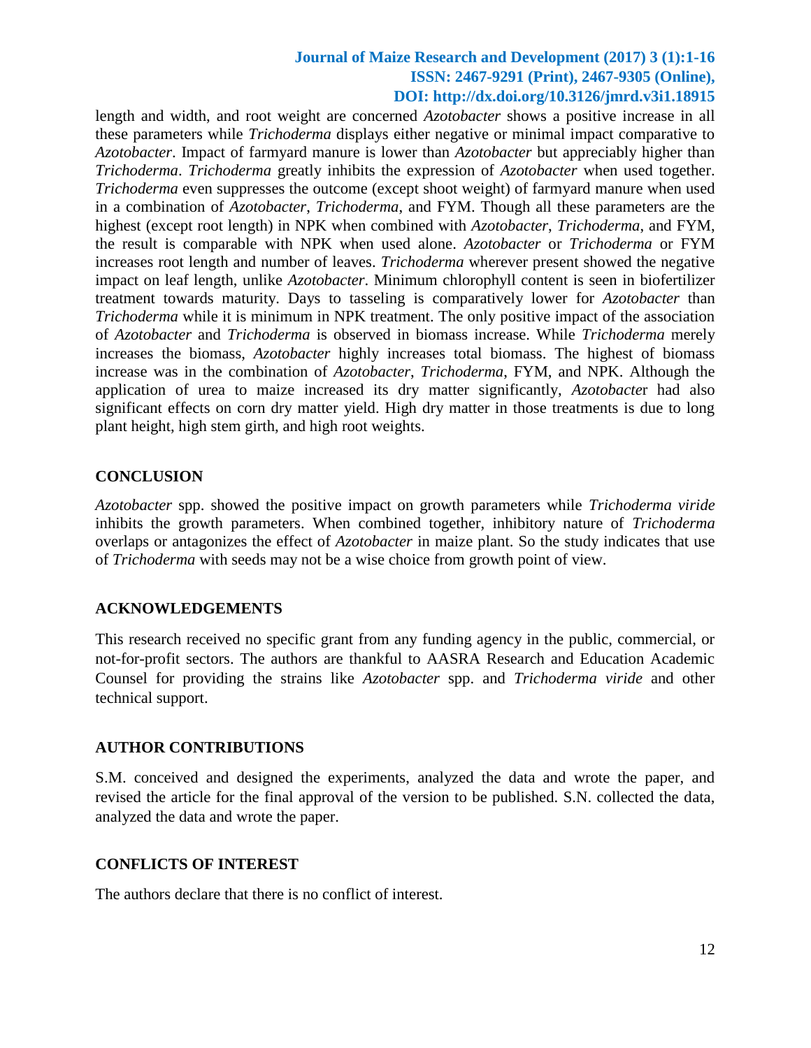length and width, and root weight are concerned *Azotobacter* shows a positive increase in all these parameters while *Trichoderma* displays either negative or minimal impact comparative to *Azotobacter*. Impact of farmyard manure is lower than *Azotobacter* but appreciably higher than *Trichoderma*. *Trichoderma* greatly inhibits the expression of *Azotobacter* when used together. *Trichoderma* even suppresses the outcome (except shoot weight) of farmyard manure when used in a combination of *Azotobacter*, *Trichoderma*, and FYM. Though all these parameters are the highest (except root length) in NPK when combined with *Azotobacter*, *Trichoderma*, and FYM, the result is comparable with NPK when used alone. *Azotobacter* or *Trichoderma* or FYM increases root length and number of leaves. *Trichoderma* wherever present showed the negative impact on leaf length, unlike *Azotobacter*. Minimum chlorophyll content is seen in biofertilizer treatment towards maturity. Days to tasseling is comparatively lower for *Azotobacter* than *Trichoderma* while it is minimum in NPK treatment. The only positive impact of the association of *Azotobacter* and *Trichoderma* is observed in biomass increase. While *Trichoderma* merely increases the biomass, *Azotobacter* highly increases total biomass. The highest of biomass increase was in the combination of *Azotobacter*, *Trichoderma*, FYM, and NPK. Although the application of urea to maize increased its dry matter significantly, *Azotobacter* had also significant effects on corn dry matter yield. High dry matter in those treatments is due to long plant height, high stem girth, and high root weights.

## CONCLUSION

*Azotobacter* spp. showed the positive impact on growth parameters while *Trichoderma viride* inhibits the growth parameters. When combined together, inhibitory nature of *Trichoderma* overlaps or antagonizes the effect of *Azotobacter* in maize plant. So the study indicates that use of *Trichoderma* with seeds may not be a wise choice from growth point of view.

## ACKNOWLEDGEMENTS

This research received no specific grant from any funding agency in the public, commercial, or not-for-profit sectors. The authors are thankful to AASRA Research and Education Academic Counsel for providing the strains like *Azotobacter* spp. and *Trichoderma viride* and other technical support.

## AUTHOR CONTRIBUTIONS

S.M. conceived and designed the experiments, analyzed the data and wrote the paper, and revised the article for the final approval of the version to be published. S.N. collected the data, analyzed the data and wrote the paper.

## CONFLICTS OF INTEREST

The authors declare that there is no conflict of interest.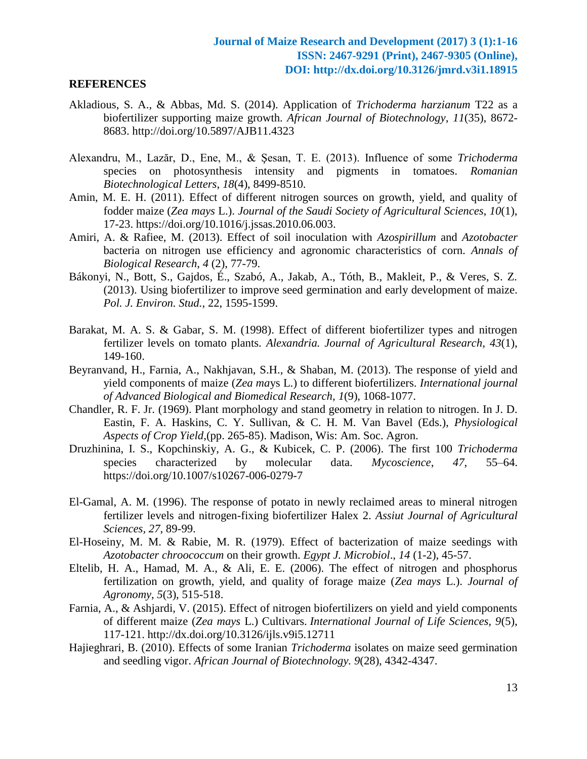## REFERENCES

Akladious, S. A., & Abbas, Md. S. (2014). Application of *Trichoderma harzianum* T22 as a biofertilizer supporting maize growth. *African Journal of Biotechnology*, *11*(35), 8672-8683. http://doi.org/10.5897/AJB11.4323

Alexandru, M., Lazăr, D., Ene, M., & Şesan, T. E. (2013). Influence of some *Trichoderma* species on photosynthesis intensity and pigments in tomatoes. *Romanian Biotechnological Letters*, *18*(4), 8499-8510.

Amin, M. E. H. (2011). Effect of different nitrogen sources on growth, yield, and quality of fodder maize (*Zea mays* L.). *Journal of the Saudi Society of Agricultural Sciences*, *10*(1), 17-23. https://doi.org/10.1016/j.jssas.2010.06.003.

Amiri, A. & Rafiee, M. (2013). Effect of soil inoculation with *Azospirillum* and *Azotobacter* bacteria on nitrogen use efficiency and agronomic characteristics of corn. *Annals of Biological Research*, *4* (2), 77-79.

Bákonyi, N., Bott, S., Gajdos, É., Szabó, A., Jakab, A., Tóth, B., Makleit, P., & Veres, S. Z. (2013). Using biofertilizer to improve seed germination and early development of maize. *Pol. J. Environ. Stud.*, 22, 1595-1599.

Barakat, M. A. S. & Gabar, S. M. (1998). Effect of different biofertilizer types and nitrogen fertilizer levels on tomato plants. *Alexandria. Journal of Agricultural Research*, *43*(1), 149-160.

Beyranvand, H., Farnia, A., Nakhjavan, S.H., & Shaban, M. (2013). The response of yield and yield components of maize (*Zea mays* L.) to different biofertilizers. *International journal of Advanced Biological and Biomedical Research, 1*(9), 1068-1077.

Chandler, R. F. Jr. (1969). Plant morphology and stand geometry in relation to nitrogen. In J. D. Eastin, F. A. Haskins, C. Y. Sullivan, & C. H. M. Van Bavel (Eds.), *Physiological Aspects of Crop Yield*,(pp. 265-85). Madison, Wis: Am. Soc. Agron.

Druzhinina, I. S., Kopchinskiy, A. G., & Kubicek, C. P. (2006). The first 100 *Trichoderma* species characterized by molecular data. *Mycoscience*, *47*, 55–64. https://doi.org/10.1007/s10267-006-0279-7

El-Gamal, A. M. (1996). The response of potato in newly reclaimed areas to mineral nitrogen fertilizer levels and nitrogen-fixing biofertilizer Halex 2. *Assiut Journal of Agricultural Sciences, 27*, 89-99.

El-Hoseiny, M. M. & Rabie, M. R. (1979). Effect of bacterization of maize seedings with *Azotobacter chroococcum* on their growth. *Egypt J. Microbiol*., *14* (1-2), 45-57.

Eltelib, H. A., Hamad, M. A., & Ali, E. E. (2006). The effect of nitrogen and phosphorus fertilization on growth, yield, and quality of forage maize (*Zea mays* L.). *Journal of Agronomy*, *5*(3), 515-518.

Farnia, A., & Ashjardi, V. (2015). Effect of nitrogen biofertilizers on yield and yield components of different maize (*Zea mays* L.) Cultivars. *International Journal of Life Sciences, 9*(5), 117-121. http://dx.doi.org/10.3126/ijls.v9i5.12711

Hajieghrari, B. (2010). Effects of some Iranian *Trichoderma* isolates on maize seed germination and seedling vigor. *African Journal of Biotechnology. 9*(28), 4342-4347.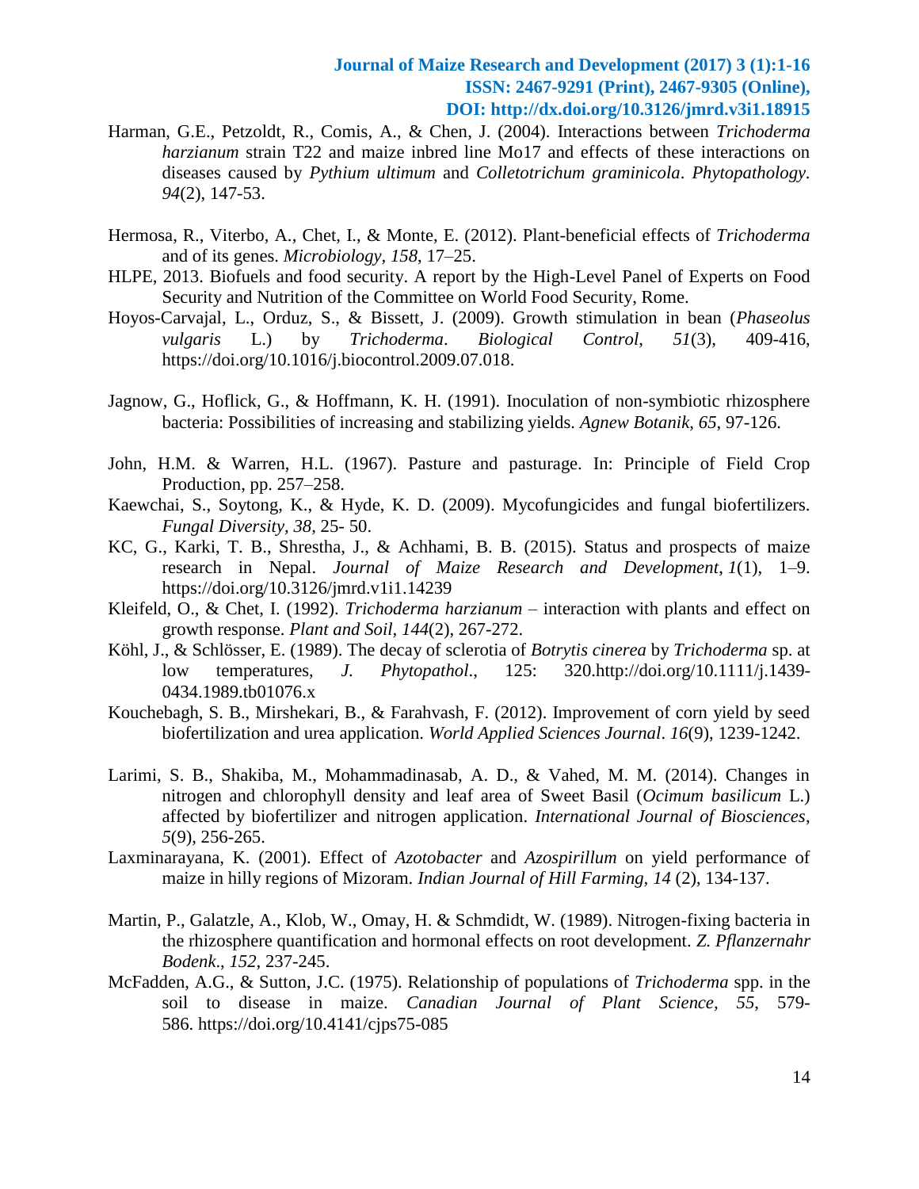Harman, G.E., Petzoldt, R., Comis, A., & Chen, J. (2004). Interactions between *Trichoderma harzianum* strain T22 and maize inbred line Mo17 and effects of these interactions on diseases caused by *Pythium ultimum* and *Colletotrichum graminicola*. *Phytopathology*. *94*(2), 147-53.

Hermosa, R., Viterbo, A., Chet, I., & Monte, E. (2012). Plant-beneficial effects of *Trichoderma* and of its genes. *Microbiology*, *158*, 17–25.

HLPE, 2013. Biofuels and food security. A report by the High-Level Panel of Experts on Food Security and Nutrition of the Committee on World Food Security, Rome.

Hoyos-Carvajal, L., Orduz, S., & Bissett, J. (2009). Growth stimulation in bean (*Phaseolus vulgaris* L.) by *Trichoderma*. *Biological Control*, *51*(3), 409-416, https://doi.org/10.1016/j.biocontrol.2009.07.018.

Jagnow, G., Hoflick, G., & Hoffmann, K. H. (1991). Inoculation of non-symbiotic rhizosphere bacteria: Possibilities of increasing and stabilizing yields. *Agnew Botanik*, *65*, 97-126.

John, H.M. & Warren, H.L. (1967). Pasture and pasturage. In: Principle of Field Crop Production, pp. 257–258.

Kaewchai, S., Soytong, K., & Hyde, K. D. (2009). Mycofungicides and fungal biofertilizers. *Fungal Diversity*, *38*, 25- 50.

KC, G., Karki, T. B., Shrestha, J., & Achhami, B. B. (2015). Status and prospects of maize research in Nepal. *Journal of Maize Research and Development*, *1*(1), 1–9. https://doi.org/10.3126/jmrd.v1i1.14239

Kleifeld, O., & Chet, I. (1992). *Trichoderma harzianum* – interaction with plants and effect on growth response. *Plant and Soil*, *144*(2), 267-272.

Köhl, J., & Schlösser, E. (1989). The decay of sclerotia of *Botrytis cinerea* by *Trichoderma* sp. at low temperatures, *J. Phytopathol.*, 125: 320.http://doi.org/10.1111/j.1439-0434.1989.tb01076.x

Kouchebagh, S. B., Mirshekari, B., & Farahvash, F. (2012). Improvement of corn yield by seed biofertilization and urea application. *World Applied Sciences Journal*. *16*(9), 1239-1242.

Larimi, S. B., Shakiba, M., Mohammadinasab, A. D., & Vahed, M. M. (2014). Changes in nitrogen and chlorophyll density and leaf area of Sweet Basil (*Ocimum basilicum* L.) affected by biofertilizer and nitrogen application. *International Journal of Biosciences*, *5*(9), 256-265.

Laxminarayana, K. (2001). Effect of *Azotobacter* and *Azospirillum* on yield performance of maize in hilly regions of Mizoram. *Indian Journal of Hill Farming*, *14* (2), 134-137.

Martin, P., Galatzle, A., Klob, W., Omay, H. & Schmdidt, W. (1989). Nitrogen-fixing bacteria in the rhizosphere quantification and hormonal effects on root development. *Z. Pflanzernahr Bodenk*., *152*, 237-245.

McFadden, A.G., & Sutton, J.C. (1975). Relationship of populations of *Trichoderma* spp. in the soil to disease in maize. *Canadian Journal of Plant Science*, *55*, 579-586. https://doi.org/10.4141/cjps75-085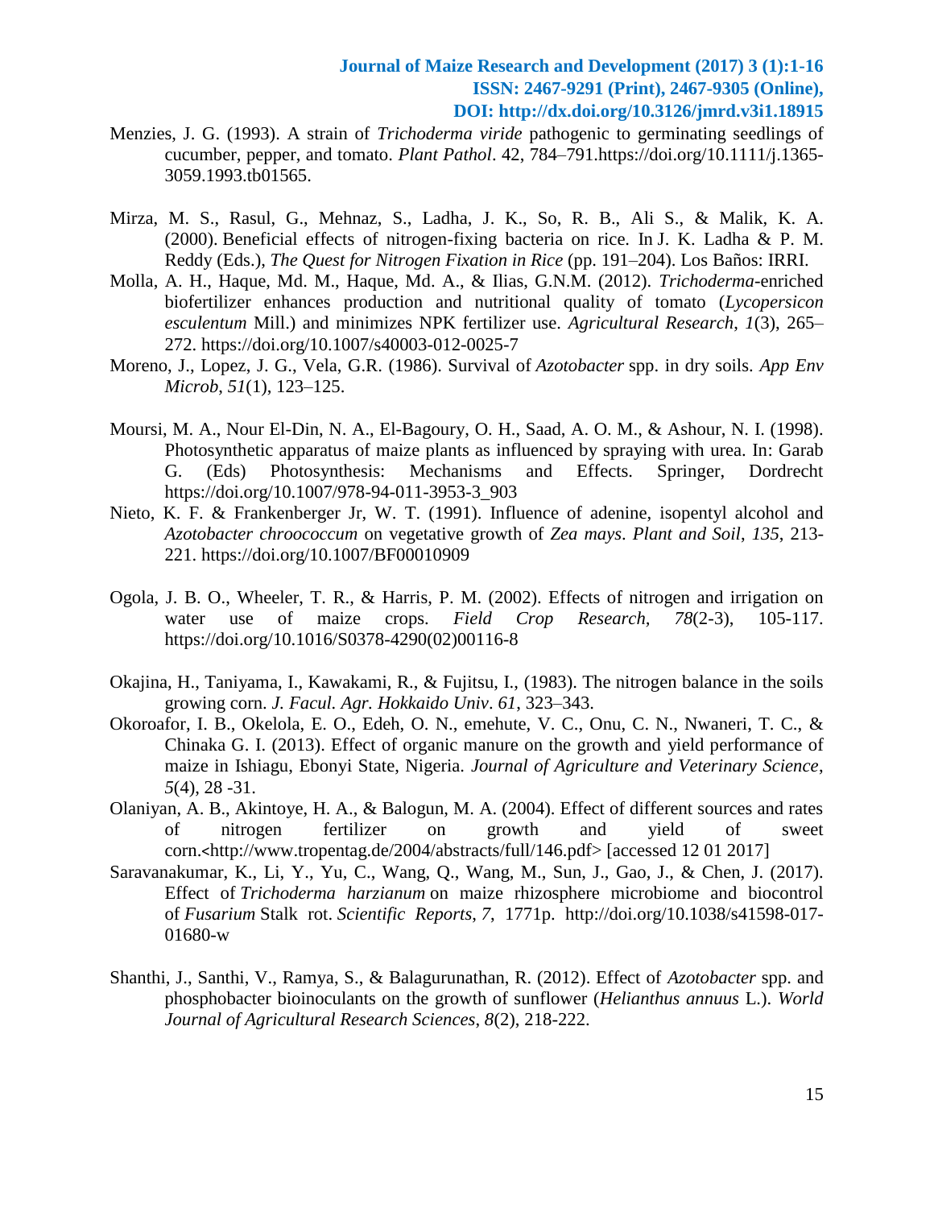Menzies, J. G. (1993). A strain of *Trichoderma viride* pathogenic to germinating seedlings of cucumber, pepper, and tomato. *Plant Pathol*. 42, 784–791.https://doi.org/10.1111/j.1365-3059.1993.tb01565.

Mirza, M. S., Rasul, G., Mehnaz, S., Ladha, J. K., So, R. B., Ali S., & Malik, K. A. (2000). Beneficial effects of nitrogen-fixing bacteria on rice. In J. K. Ladha & P. M. Reddy (Eds.), *The Quest for Nitrogen Fixation in Rice* (pp. 191–204). Los Baños: IRRI.

Molla, A. H., Haque, Md. M., Haque, Md. A., & Ilias, G.N.M. (2012). *Trichoderma*-enriched biofertilizer enhances production and nutritional quality of tomato (*Lycopersicon esculentum* Mill.) and minimizes NPK fertilizer use. *Agricultural Research*, *1*(3), 265–272. https://doi.org/10.1007/s40003-012-0025-7

Moreno, J., Lopez, J. G., Vela, G.R. (1986). Survival of *Azotobacter* spp. in dry soils. *App Env Microb*, *51*(1), 123–125.

Moursi, M. A., Nour El-Din, N. A., El-Bagoury, O. H., Saad, A. O. M., & Ashour, N. I. (1998). Photosynthetic apparatus of maize plants as influenced by spraying with urea. In: Garab G. (Eds) Photosynthesis: Mechanisms and Effects. Springer, Dordrecht https://doi.org/10.1007/978-94-011-3953-3_903

Nieto, K. F. & Frankenberger Jr, W. T. (1991). Influence of adenine, isopentyl alcohol and *Azotobacter chroococcum* on vegetative growth of *Zea mays*. *Plant and Soil*, *135*, 213-221. https://doi.org/10.1007/BF00010909

Ogola, J. B. O., Wheeler, T. R., & Harris, P. M. (2002). Effects of nitrogen and irrigation on water use of maize crops. *Field Crop Research*, *78*(2-3), 105-117. https://doi.org/10.1016/S0378-4290(02)00116-8

Okajina, H., Taniyama, I., Kawakami, R., & Fujitsu, I., (1983). The nitrogen balance in the soils growing corn. *J. Facul. Agr. Hokkaido Univ*. *61*, 323–343.

Okoroafor, I. B., Okelola, E. O., Edeh, O. N., emehute, V. C., Onu, C. N., Nwaneri, T. C., & Chinaka G. I. (2013). Effect of organic manure on the growth and yield performance of maize in Ishiagu, Ebonyi State, Nigeria. *Journal of Agriculture and Veterinary Science*, *5*(4), 28 -31.

Olaniyan, A. B., Akintoye, H. A., & Balogun, M. A. (2004). Effect of different sources and rates of nitrogen fertilizer on growth and yield of sweet corn.<http://www.tropentag.de/2004/abstracts/full/146.pdf> [accessed 12 01 2017]

Saravanakumar, K., Li, Y., Yu, C., Wang, Q., Wang, M., Sun, J., Gao, J., & Chen, J. (2017). Effect of *Trichoderma harzianum* on maize rhizosphere microbiome and biocontrol of *Fusarium* Stalk rot. *Scientific Reports*, *7*, 1771p. http://doi.org/10.1038/s41598-017-01680-w

Shanthi, J., Santhi, V., Ramya, S., & Balagurunathan, R. (2012). Effect of *Azotobacter* spp. and phosphobacter bioinoculants on the growth of sunflower (*Helianthus annuus* L.). *World Journal of Agricultural Research Sciences*, *8*(2), 218-222.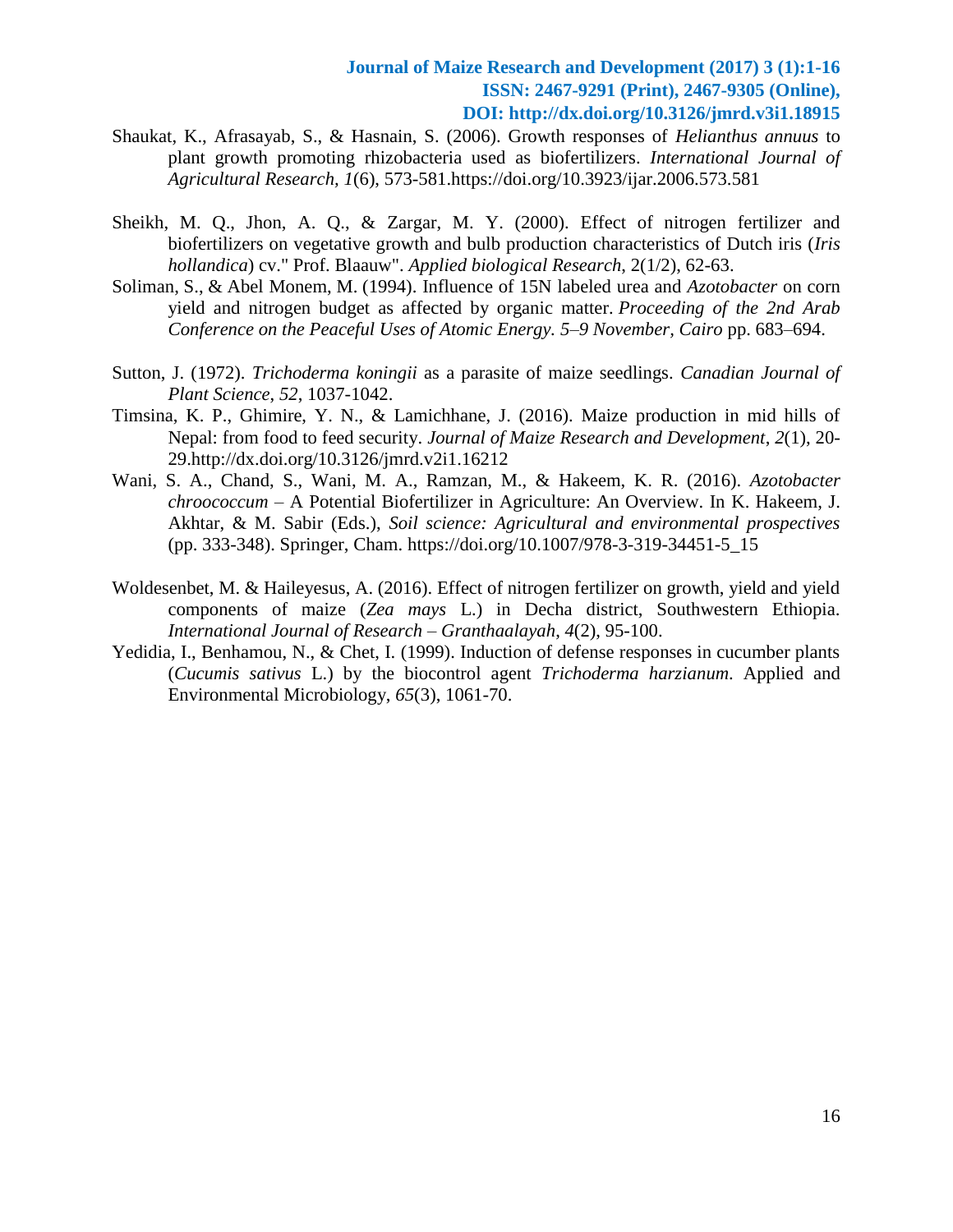Shaukat, K., Afrasayab, S., & Hasnain, S. (2006). Growth responses of *Helianthus annuus* to plant growth promoting rhizobacteria used as biofertilizers. *International Journal of Agricultural Research, 1*(6), 573-581.https://doi.org/10.3923/ijar.2006.573.581

Sheikh, M. Q., Jhon, A. Q., & Zargar, M. Y. (2000). Effect of nitrogen fertilizer and biofertilizers on vegetative growth and bulb production characteristics of Dutch iris (*Iris hollandica*) cv." Prof. Blaauw". *Applied biological Research*, 2(1/2), 62-63.

Soliman, S., & Abel Monem, M. (1994). Influence of 15N labeled urea and *Azotobacter* on corn yield and nitrogen budget as affected by organic matter. *Proceeding of the 2nd Arab Conference on the Peaceful Uses of Atomic Energy. 5–9 November, Cairo* pp. 683–694.

Sutton, J. (1972). *Trichoderma koningii* as a parasite of maize seedlings. *Canadian Journal of Plant Science, 52*, 1037-1042.

Timsina, K. P., Ghimire, Y. N., & Lamichhane, J. (2016). Maize production in mid hills of Nepal: from food to feed security. *Journal of Maize Research and Development*, *2*(1), 20-29.http://dx.doi.org/10.3126/jmrd.v2i1.16212

Wani, S. A., Chand, S., Wani, M. A., Ramzan, M., & Hakeem, K. R. (2016). *Azotobacter chroococcum* – A Potential Biofertilizer in Agriculture: An Overview. In K. Hakeem, J. Akhtar, & M. Sabir (Eds.), *Soil science: Agricultural and environmental prospectives* (pp. 333-348). Springer, Cham. https://doi.org/10.1007/978-3-319-34451-5_15

Woldesenbet, M. & Haileyesus, A. (2016). Effect of nitrogen fertilizer on growth, yield and yield components of maize (*Zea mays* L.) in Decha district, Southwestern Ethiopia. *International Journal of Research – Granthaalayah, 4*(2), 95-100.

Yedidia, I., Benhamou, N., & Chet, I. (1999). Induction of defense responses in cucumber plants (*Cucumis sativus* L.) by the biocontrol agent *Trichoderma harzianum*. Applied and Environmental Microbiology, *65*(3), 1061-70.